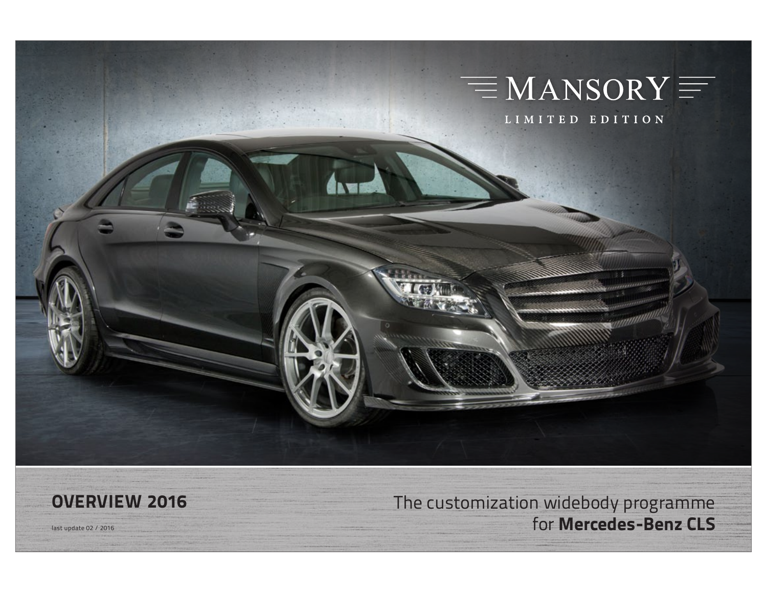MANSORY

LIMITED EDITION

# OVERVIEW 2016

last update 02 / 2016

The customization widebody programme for **Mercedes-Benz CLS**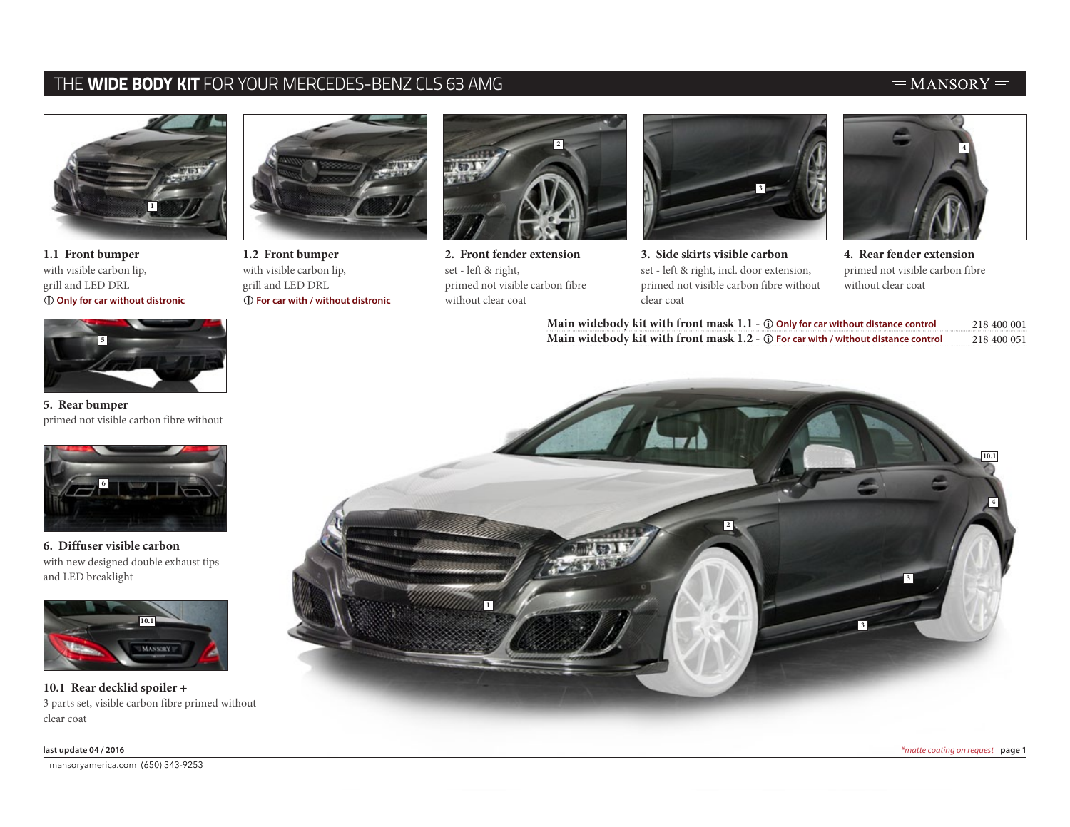# THE **WIDE BODY KIT** FOR YOUR MERCEDES-BENZ CLS 63 AMG

MANSORY

**1.1 Front bumper**
with visible carbon lip,
grill and LED DRL
ⓘ **Only for car without distronic**

**1.2 Front bumper**
with visible carbon lip,
grill and LED DRL
ⓘ **For car with / without distronic**

**2. Front fender extension**
set - left & right,
primed not visible carbon fibre
without clear coat

**3. Side skirts visible carbon**
set - left & right, incl. door extension,
primed not visible carbon fibre without
clear coat

**4. Rear fender extension**
primed not visible carbon fibre
without clear coat

| | |
|---|---|
| **Main widebody kit with front mask 1.1** - ⓘ **Only for car without distance control** | 218 400 001 |
| **Main widebody kit with front mask 1.2** - ⓘ **For car with / without distance control** | 218 400 051 |

**5. Rear bumper**
primed not visible carbon fibre without

**6. Diffuser visible carbon**
with new designed double exhaust tips
and LED breaklight

**10.1 Rear decklid spoiler +**
3 parts set, visible carbon fibre primed without
clear coat

**last update 04 / 2016**

*\*matte coating on request*

mansoryamerica.com (650) 343-9253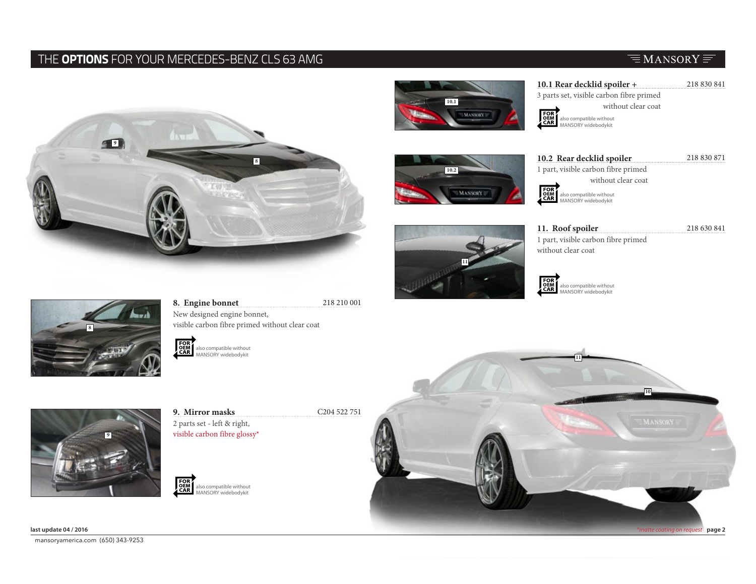# THE **OPTIONS** FOR YOUR MERCEDES-BENZ CLS 63 AMG

## 8. Engine bonnet — 218 210 001

New designed engine bonnet,
visible carbon fibre primed without clear coat

FOR OEM CAR — also compatible without MANSORY widebodykit

## 9. Mirror masks — C204 522 751

2 parts set - left & right,
visible carbon fibre glossy*

FOR OEM CAR — also compatible without MANSORY widebodykit

## 10.1 Rear decklid spoiler + — 218 830 841

3 parts set, visible carbon fibre primed without clear coat

FOR OEM CAR — also compatible without MANSORY widebodykit

## 10.2 Rear decklid spoiler — 218 830 871

1 part, visible carbon fibre primed without clear coat

FOR OEM CAR — also compatible without MANSORY widebodykit

## 11. Roof spoiler — 218 630 841

1 part, visible carbon fibre primed without clear coat

FOR OEM CAR — also compatible without MANSORY widebodykit

last update 04 / 2016

*matte coating on request

mansoryamerica.com (650) 343-9253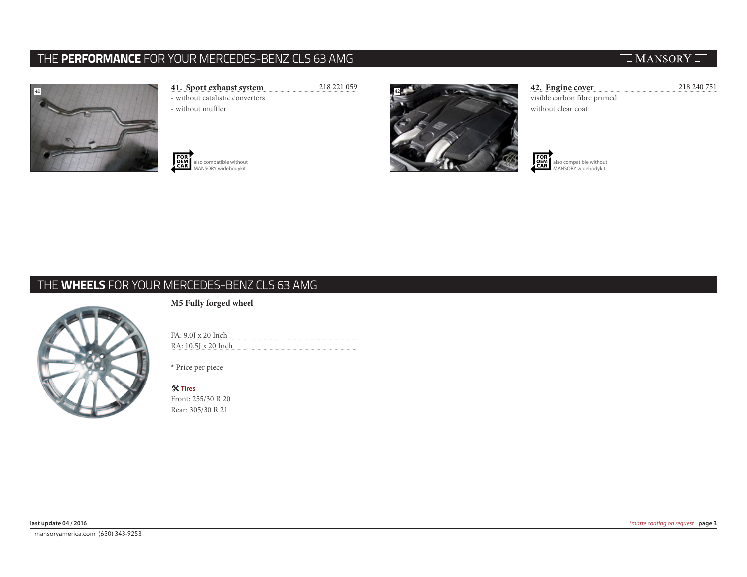## THE **PERFORMANCE** FOR YOUR MERCEDES-BENZ CLS 63 AMG

**41. Sport exhaust system** 218 221 059

- without catalistic converters
- without muffler

FOR OEM CAR also compatible without MANSORY widebodykit

**42. Engine cover** 218 240 751

visible carbon fibre primed
without clear coat

FOR OEM CAR also compatible without MANSORY widebodykit

## THE **WHEELS** FOR YOUR MERCEDES-BENZ CLS 63 AMG

**M5 Fully forged wheel**

FA: 9.0J x 20 Inch
RA: 10.5J x 20 Inch

\* Price per piece

**Tires**
Front: 255/30 R 20
Rear: 305/30 R 21

last update 04 / 2016

*\*matte coating on request*

mansoryamerica.com (650) 343-9253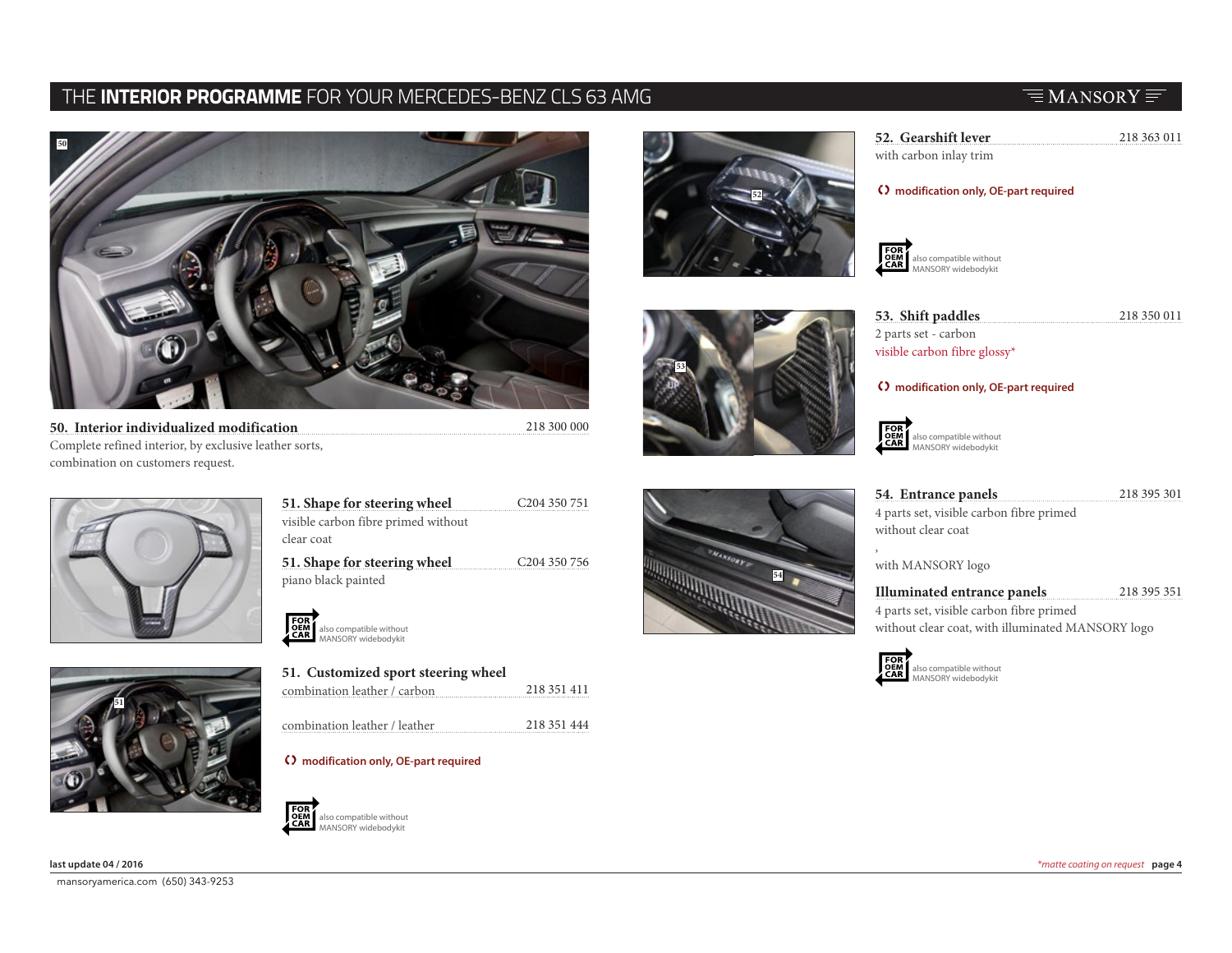# THE **INTERIOR PROGRAMME** FOR YOUR MERCEDES-BENZ CLS 63 AMG

**50. Interior individualized modification** — 218 300 000
Complete refined interior, by exclusive leather sorts, combination on customers request.

**51. Shape for steering wheel** — C204 350 751
visible carbon fibre primed without clear coat

**51. Shape for steering wheel** — C204 350 756
piano black painted

FOR OEM CAR — also compatible without MANSORY widebodykit

**51. Customized sport steering wheel**

combination leather / carbon — 218 351 411

combination leather / leather — 218 351 444

**modification only, OE-part required**

FOR OEM CAR — also compatible without MANSORY widebodykit

**52. Gearshift lever** — 218 363 011
with carbon inlay trim

**modification only, OE-part required**

FOR OEM CAR — also compatible without MANSORY widebodykit

**53. Shift paddles** — 218 350 011
2 parts set - carbon
visible carbon fibre glossy*

**modification only, OE-part required**

FOR OEM CAR — also compatible without MANSORY widebodykit

**54. Entrance panels** — 218 395 301
4 parts set, visible carbon fibre primed without clear coat

,

with MANSORY logo

**Illuminated entrance panels** — 218 395 351
4 parts set, visible carbon fibre primed without clear coat, with illuminated MANSORY logo

FOR OEM CAR — also compatible without MANSORY widebodykit

**last update 04 / 2016**

*matte coating on request

mansoryamerica.com (650) 343-9253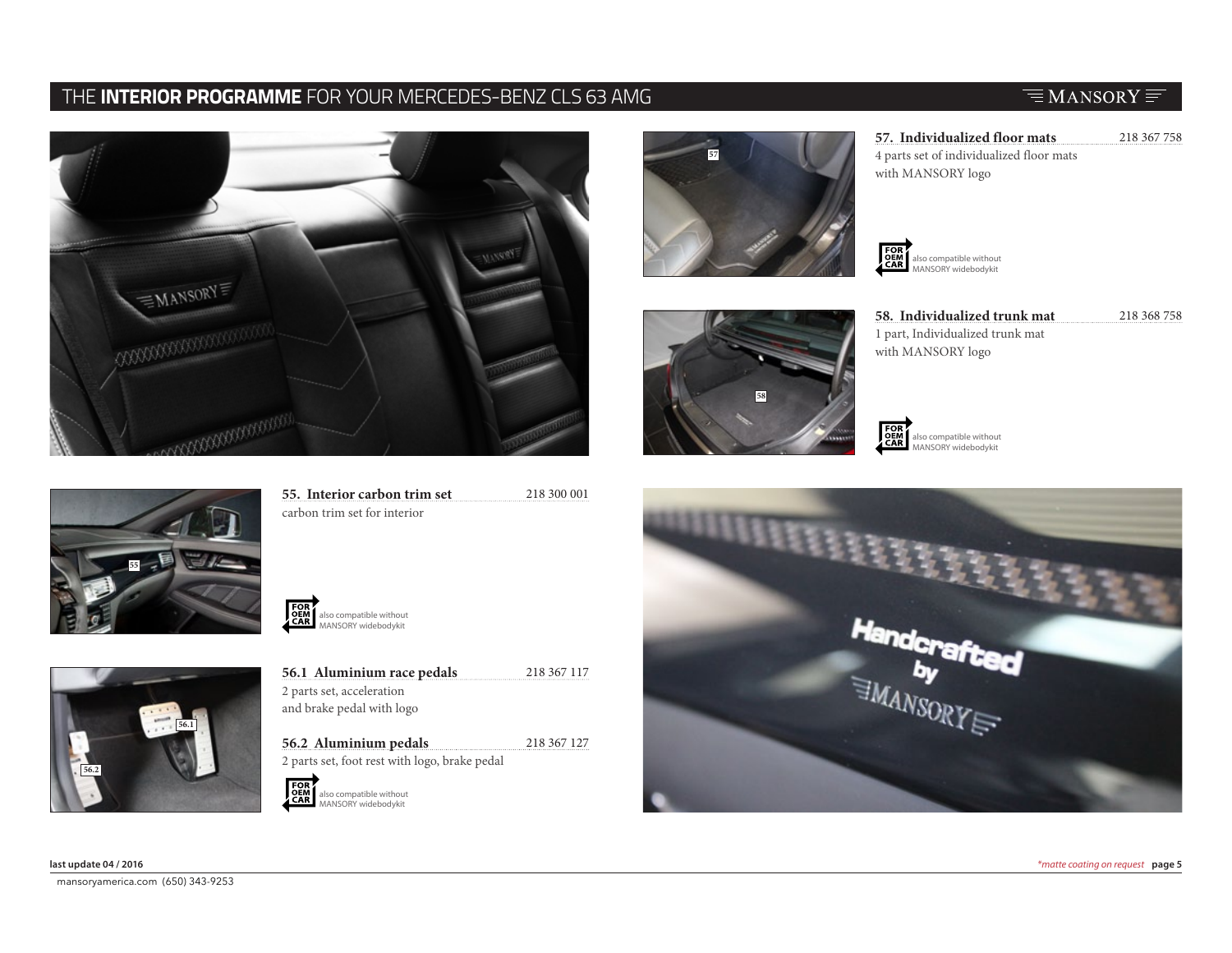# THE **INTERIOR PROGRAMME** FOR YOUR MERCEDES-BENZ CLS 63 AMG

**57. Individualized floor mats** 218 367 758

4 parts set of individualized floor mats with MANSORY logo

FOR OEM CAR — also compatible without MANSORY widebodykit

**58. Individualized trunk mat** 218 368 758

1 part, Individualized trunk mat with MANSORY logo

FOR OEM CAR — also compatible without MANSORY widebodykit

**55. Interior carbon trim set** 218 300 001

carbon trim set for interior

FOR OEM CAR — also compatible without MANSORY widebodykit

**56.1 Aluminium race pedals** 218 367 117

2 parts set, acceleration and brake pedal with logo

**56.2 Aluminium pedals** 218 367 127

2 parts set, foot rest with logo, brake pedal

FOR OEM CAR — also compatible without MANSORY widebodykit

**last update 04 / 2016**

*matte coating on request*

mansoryamerica.com (650) 343-9253